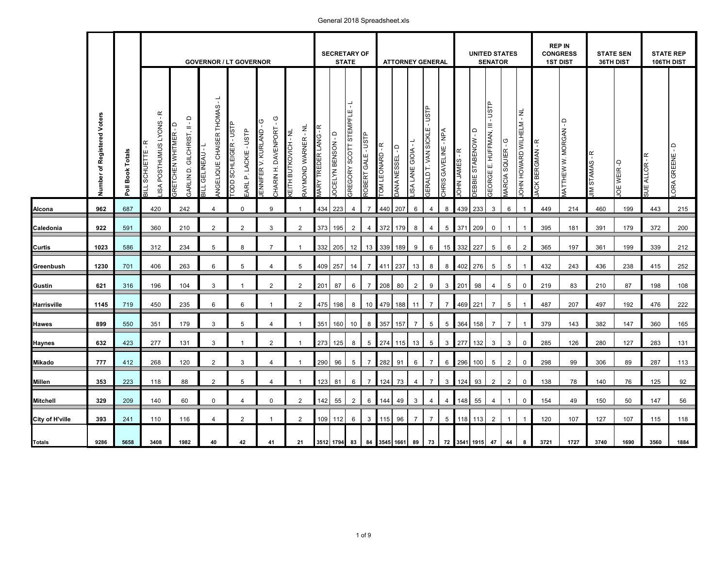General 2018 Spreadsheet.xls

| | Number of Registered Voters | Poll Book Totals | GOVERNOR / LT GOVERNOR | | | | | | | | | | SECRETARY OF STATE | | | | ATTORNEY GENERAL | | | | | UNITED STATES SENATOR | | | | | REP IN CONGRESS 1ST DIST | | STATE SEN 36TH DIST | | STATE REP 106TH DIST | |
|---|---|---|---|---|---|---|---|---|---|---|---|---|---|---|---|---|---|---|---|---|---|---|---|---|---|---|---|---|---|---|---|---|
| | | | BILL SCHUETTE - R | LISA POSTHUMUS LYONS - R | GRETCHEN WHITMER - D | GARLIN D. GILCHRIST, II - D | BILL GELINEAU - L | ANGELIQUE CHAISER THOMAS - L | TODD SCHLEIGER - USTP | EARL P. LACKIE - USTP | JENNIFER V. KURLAND - G | CHARIN H. DAVENPORT - G | KEITH BUTKOVICH - NL | RAYMOND WARNER - NL | MARY TREDER LANG - R | JOCELYN BENSON - D | GREGORY SCOTT STEMPFLE - L | ROBERT GALE - USTP | TOM LEONARD - R | DANA NESSEL - D | LISA LANE GIOIA - L | GERALD T. VAN SICKLE - USTP | CHRIS GAVELINE - NPA | JOHN JAMES - R | DEBBIE STABENOW - D | GEORGE E. HUFFMAN, III - USTP | MARCIA SQUIER - G | JOHN HOWARD WILHELM - NL | JACK BERGMAN - R | MATTHEW W. MORGAN - D | JIM STAMAS - R | JOE WEIR -D | SUE ALLOR - R | LORA GREENE - D |
| **Alcona** | **962** | 687 | 420 | | 242 | | 4 | | 0 | | 9 | | 1 | | 434 | 223 | 4 | 7 | 440 | 207 | 6 | 4 | 8 | 439 | 233 | 3 | 6 | 1 | 449 | 214 | 460 | 199 | 443 | 215 |
| **Caledonia** | **922** | 591 | 360 | | 210 | | 2 | | 2 | | 3 | | 2 | | 373 | 195 | 2 | 4 | 372 | 179 | 8 | 4 | 5 | 371 | 209 | 0 | 1 | 1 | 395 | 181 | 391 | 179 | 372 | 200 |
| **Curtis** | **1023** | 586 | 312 | | 234 | | 5 | | 8 | | 7 | | 1 | | 332 | 205 | 12 | 13 | 339 | 189 | 9 | 6 | 15 | 332 | 227 | 5 | 6 | 2 | 365 | 197 | 361 | 199 | 339 | 212 |
| **Greenbush** | **1230** | 701 | 406 | | 263 | | 6 | | 5 | | 4 | | 5 | | 409 | 257 | 14 | 7 | 411 | 237 | 13 | 8 | 8 | 402 | 276 | 5 | 5 | 1 | 432 | 243 | 436 | 238 | 415 | 252 |
| **Gustin** | **621** | 316 | 196 | | 104 | | 3 | | 1 | | 2 | | 2 | | 201 | 87 | 6 | 7 | 208 | 80 | 2 | 9 | 3 | 201 | 98 | 4 | 5 | 0 | 219 | 83 | 210 | 87 | 198 | 108 |
| **Harrisville** | **1145** | 719 | 450 | | 235 | | 6 | | 6 | | 1 | | 2 | | 475 | 198 | 8 | 10 | 479 | 188 | 11 | 7 | 7 | 469 | 221 | 7 | 5 | 1 | 487 | 207 | 497 | 192 | 476 | 222 |
| **Hawes** | **899** | 550 | 351 | | 179 | | 3 | | 5 | | 4 | | 1 | | 351 | 160 | 10 | 8 | 357 | 157 | 7 | 5 | 5 | 364 | 158 | 7 | 7 | 1 | 379 | 143 | 382 | 147 | 360 | 165 |
| **Haynes** | **632** | 423 | 277 | | 131 | | 3 | | 1 | | 2 | | 1 | | 273 | 125 | 8 | 5 | 274 | 115 | 13 | 5 | 3 | 277 | 132 | 3 | 3 | 0 | 285 | 126 | 280 | 127 | 283 | 131 |
| **Mikado** | **777** | 412 | 268 | | 120 | | 2 | | 3 | | 4 | | 1 | | 290 | 96 | 5 | 7 | 282 | 91 | 6 | 7 | 6 | 296 | 100 | 5 | 2 | 0 | 298 | 99 | 306 | 89 | 287 | 113 |
| **Millen** | **353** | 223 | 118 | | 88 | | 2 | | 5 | | 4 | | 1 | | 123 | 81 | 6 | 7 | 124 | 73 | 4 | 7 | 3 | 124 | 93 | 2 | 2 | 0 | 138 | 78 | 140 | 76 | 125 | 92 |
| **Mitchell** | **329** | 209 | 140 | | 60 | | 0 | | 4 | | 0 | | 2 | | 142 | 55 | 2 | 6 | 144 | 49 | 3 | 4 | 4 | 148 | 55 | 4 | 1 | 0 | 154 | 49 | 150 | 50 | 147 | 56 |
| **City of H'ville** | **393** | 241 | 110 | | 116 | | 4 | | 2 | | 1 | | 2 | | 109 | 112 | 6 | 3 | 115 | 96 | 7 | 7 | 5 | 118 | 113 | 2 | 1 | 1 | 120 | 107 | 127 | 107 | 115 | 118 |
| **Totals** | **9286** | **5658** | **3408** | | **1982** | | **40** | | **42** | | **41** | | **21** | | **3512** | **1794** | **83** | **84** | **3545** | **1661** | **89** | **73** | **72** | **3541** | **1915** | **47** | **44** | **8** | **3721** | **1727** | **3740** | **1690** | **3560** | **1884** |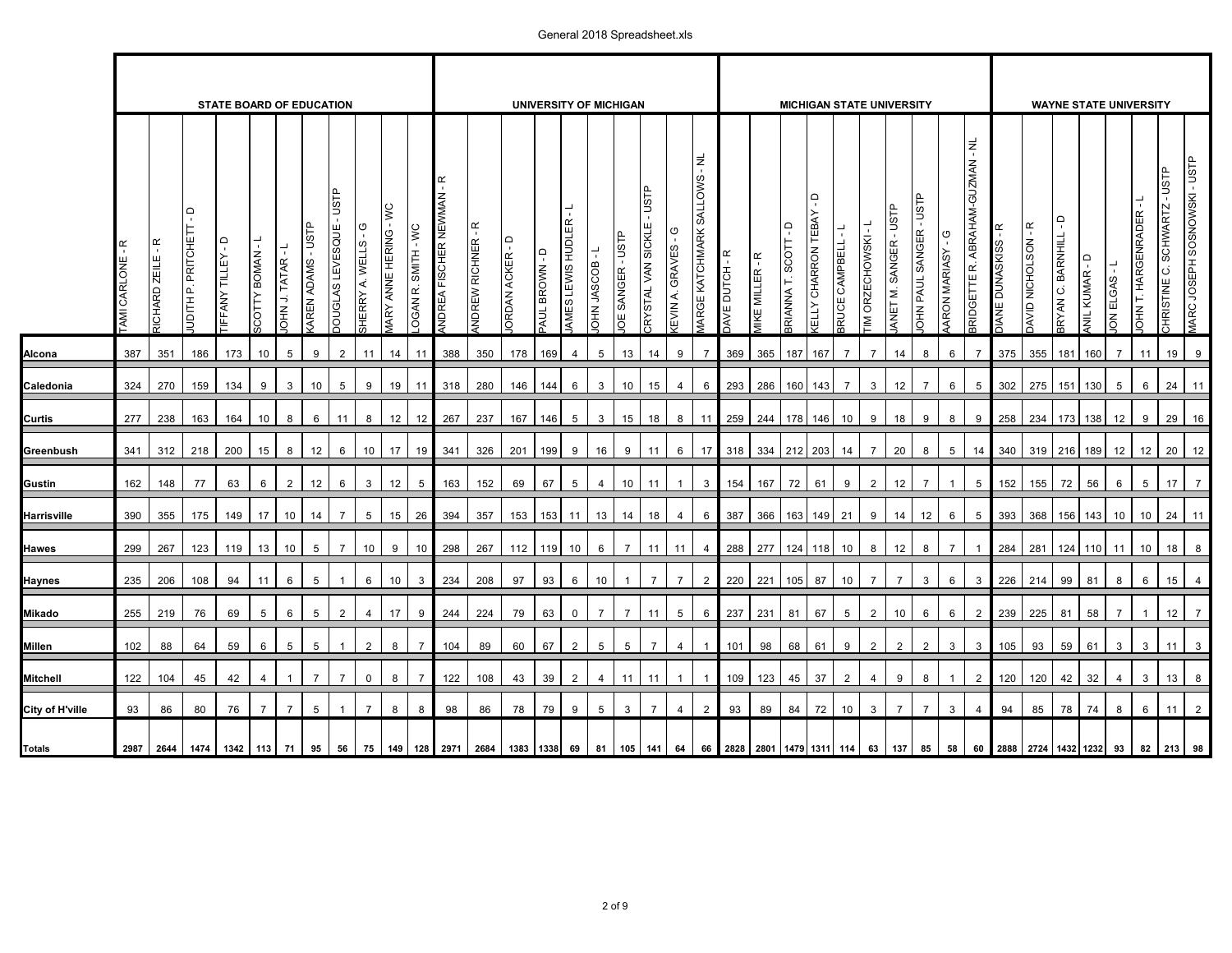General 2018 Spreadsheet.xls

| | STATE BOARD OF EDUCATION | | | | | | | | | | | UNIVERSITY OF MICHIGAN | | | | | | | | | | MICHIGAN STATE UNIVERSITY | | | | | | | | | | WAYNE STATE UNIVERSITY | | | | | | | |
|---|---|---|---|---|---|---|---|---|---|---|---|---|---|---|---|---|---|---|---|---|---|---|---|---|---|---|---|---|---|---|---|---|---|---|---|---|---|---|---|
| | TAMI CARLONE - R | RICHARD ZEILE - R | JUDITH P. PRITCHETT - D | TIFFANY TILLEY - D | SCOTTY BOMAN - L | JOHN J. TATAR - L | KAREN ADAMS - USTP | DOUGLAS LEVESQUE - USTP | SHERRY A. WELLS - G | MARY ANNE HERING - WC | LOGAN R. SMITH - WC | ANDREA FISCHER NEWMAN - R | ANDREW RICHNER - R | JORDAN ACKER - D | PAUL BROWN - D | JAMES LEWIS HUDLER - L | JOHN JASCOB - L | JOE SANGER - USTP | CRYSTAL VAN SICKLE - USTP | KEVIN A. GRAVES - G | MARGE KATCHMARK SALLOWS - NL | DAVE DUTCH - R | MIKE MILLER - R | BRIANNA T. SCOTT - D | KELLY CHARRON TEBAY - D | BRUCE CAMPBELL - L | TIM ORZECHOWSKI - L | JANET M. SANGER - USTP | JOHN PAUL SANGER - USTP | AARON MARIASY - G | BRIDGETTE R. ABRAHAM-GUZMAN - NL | DIANE DUNASKISS - R | DAVID NICHOLSON - R | BRYAN C. BARNHILL - D | ANIL KUMAR - D | JON ELGAS - L | JOHN T. HARGENRADER - L | CHRISTINE C. SCHWARTZ - USTP | MARC JOSEPH SOSNOWSKI - USTP |
| **Alcona** | 387 | 351 | 186 | 173 | 10 | 5 | 9 | 2 | 11 | 14 | 11 | 388 | 350 | 178 | 169 | 4 | 5 | 13 | 14 | 9 | 7 | 369 | 365 | 187 | 167 | 7 | 7 | 14 | 8 | 6 | 7 | 375 | 355 | 181 | 160 | 7 | 11 | 19 | 9 |
| **Caledonia** | 324 | 270 | 159 | 134 | 9 | 3 | 10 | 5 | 9 | 19 | 11 | 318 | 280 | 146 | 144 | 6 | 3 | 10 | 15 | 4 | 6 | 293 | 286 | 160 | 143 | 7 | 3 | 12 | 7 | 6 | 5 | 302 | 275 | 151 | 130 | 5 | 6 | 24 | 11 |
| **Curtis** | 277 | 238 | 163 | 164 | 10 | 8 | 6 | 11 | 8 | 12 | 12 | 267 | 237 | 167 | 146 | 5 | 3 | 15 | 18 | 8 | 11 | 259 | 244 | 178 | 146 | 10 | 9 | 18 | 9 | 8 | 9 | 258 | 234 | 173 | 138 | 12 | 9 | 29 | 16 |
| **Greenbush** | 341 | 312 | 218 | 200 | 15 | 8 | 12 | 6 | 10 | 17 | 19 | 341 | 326 | 201 | 199 | 9 | 16 | 9 | 11 | 6 | 17 | 318 | 334 | 212 | 203 | 14 | 7 | 20 | 8 | 5 | 14 | 340 | 319 | 216 | 189 | 12 | 12 | 20 | 12 |
| **Gustin** | 162 | 148 | 77 | 63 | 6 | 2 | 12 | 6 | 3 | 12 | 5 | 163 | 152 | 69 | 67 | 5 | 4 | 10 | 11 | 1 | 3 | 154 | 167 | 72 | 61 | 9 | 2 | 12 | 7 | 1 | 5 | 152 | 155 | 72 | 56 | 6 | 5 | 17 | 7 |
| **Harrisville** | 390 | 355 | 175 | 149 | 17 | 10 | 14 | 7 | 5 | 15 | 26 | 394 | 357 | 153 | 153 | 11 | 13 | 14 | 18 | 4 | 6 | 387 | 366 | 163 | 149 | 21 | 9 | 14 | 12 | 6 | 5 | 393 | 368 | 156 | 143 | 10 | 10 | 24 | 11 |
| **Hawes** | 299 | 267 | 123 | 119 | 13 | 10 | 5 | 7 | 10 | 9 | 10 | 298 | 267 | 112 | 119 | 10 | 6 | 7 | 11 | 11 | 4 | 288 | 277 | 124 | 118 | 10 | 8 | 12 | 8 | 7 | 1 | 284 | 281 | 124 | 110 | 11 | 10 | 18 | 8 |
| **Haynes** | 235 | 206 | 108 | 94 | 11 | 6 | 5 | 1 | 6 | 10 | 3 | 234 | 208 | 97 | 93 | 6 | 10 | 1 | 7 | 7 | 2 | 220 | 221 | 105 | 87 | 10 | 7 | 7 | 3 | 6 | 3 | 226 | 214 | 99 | 81 | 8 | 6 | 15 | 4 |
| **Mikado** | 255 | 219 | 76 | 69 | 5 | 6 | 5 | 2 | 4 | 17 | 9 | 244 | 224 | 79 | 63 | 0 | 7 | 7 | 11 | 5 | 6 | 237 | 231 | 81 | 67 | 5 | 2 | 10 | 6 | 6 | 2 | 239 | 225 | 81 | 58 | 7 | 1 | 12 | 7 |
| **Millen** | 102 | 88 | 64 | 59 | 6 | 5 | 5 | 1 | 2 | 8 | 7 | 104 | 89 | 60 | 67 | 2 | 5 | 5 | 7 | 4 | 1 | 101 | 98 | 68 | 61 | 9 | 2 | 2 | 2 | 3 | 3 | 105 | 93 | 59 | 61 | 3 | 3 | 11 | 3 |
| **Mitchell** | 122 | 104 | 45 | 42 | 4 | 1 | 7 | 7 | 0 | 8 | 7 | 122 | 108 | 43 | 39 | 2 | 4 | 11 | 11 | 1 | 1 | 109 | 123 | 45 | 37 | 2 | 4 | 9 | 8 | 1 | 2 | 120 | 120 | 42 | 32 | 4 | 3 | 13 | 8 |
| **City of H'ville** | 93 | 86 | 80 | 76 | 7 | 7 | 5 | 1 | 7 | 8 | 8 | 98 | 86 | 78 | 79 | 9 | 5 | 3 | 7 | 4 | 2 | 93 | 89 | 84 | 72 | 10 | 3 | 7 | 7 | 3 | 4 | 94 | 85 | 78 | 74 | 8 | 6 | 11 | 2 |
| **Totals** | 2987 | 2644 | 1474 | 1342 | 113 | 71 | 95 | 56 | 75 | 149 | 128 | 2971 | 2684 | 1383 | 1338 | 69 | 81 | 105 | 141 | 64 | 66 | 2828 | 2801 | 1479 | 1311 | 114 | 63 | 137 | 85 | 58 | 60 | 2888 | 2724 | 1432 | 1232 | 93 | 82 | 213 | 98 |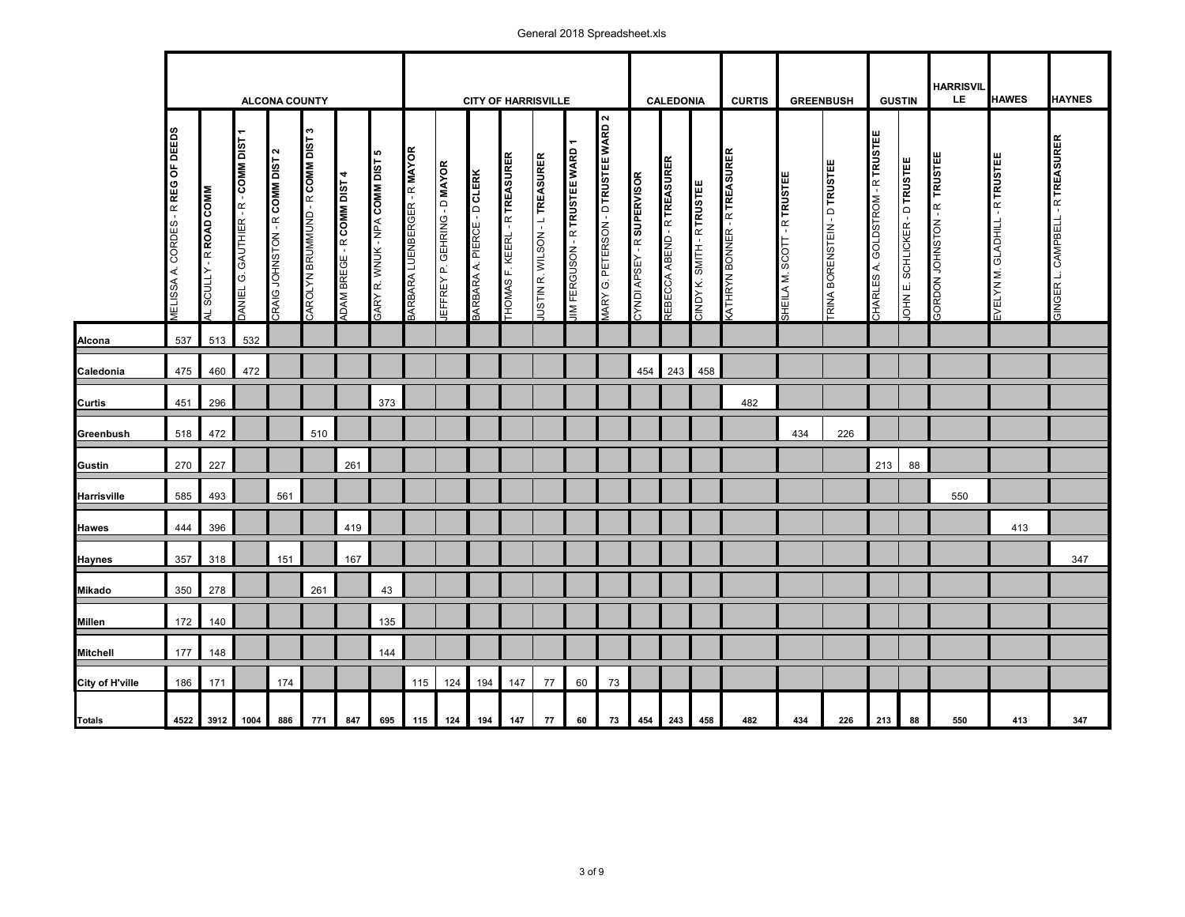| | ALCONA COUNTY | | | | | | | CITY OF HARRISVILLE | | | | | | | CALEDONIA | | | CURTIS | GREENBUSH | | GUSTIN | | HARRISVILLE | HAWES | HAYNES |
|---|---|---|---|---|---|---|---|---|---|---|---|---|---|---|---|---|---|---|---|---|---|---|---|---|---|
| | MELISSA A. CORDES - R **REG OF DEEDS** | AL SCULLY - R **ROAD COMM** | DANIEL G. GAUTHIER - R - **COMM DIST 1** | CRAIG JOHNSTON - R **COMM DIST 2** | CAROLYN BRUMMUND - R **COMM DIST 3** | ADAM BREGE - R **COMM DIST 4** | GARY R. WNUK - NPA **COMM DIST 5** | BARBARA LUENBERGER - R **MAYOR** | JEFFREY P. GEHRING - D **MAYOR** | BARBARA A. PIERCE - D **CLERK** | THOMAS F. KEERL - R **TREASURER** | JUSTIN R. WILSON - L **TREASURER** | JIM FERGUSON - R **TRUSTEE WARD 1** | MARY G. PETERSON - D **TRUSTEE WARD 2** | CYNDI APSEY - R **SUPERVISOR** | REBECCA ABEND - R **TREASURER** | CINDY K. SMITH - R **TRUSTEE** | KATHRYN BONNER - R **TREASURER** | SHEILA M. SCOTT - R **TRUSTEE** | TRINA BORENSTEIN - D **TRUSTEE** | CHARLES A. GOLDSTROM - R **TRUSTEE** | JOHN E. SCHLICKER - D **TRUSTEE** | GORDON JOHNSTON - R **TRUSTEE** | EVELYN M. GLADHILL - R **TRUSTEE** | GINGER L. CAMPBELL - R **TREASURER** |
| **Alcona** | 537 | 513 | 532 | | | | | | | | | | | | | | | | | | | | | | |
| **Caledonia** | 475 | 460 | 472 | | | | | | | | | | | | 454 | 243 | 458 | | | | | | | | |
| **Curtis** | 451 | 296 | | | | | 373 | | | | | | | | | | | 482 | | | | | | | |
| **Greenbush** | 518 | 472 | | | 510 | | | | | | | | | | | | | | 434 | 226 | | | | | |
| **Gustin** | 270 | 227 | | | | 261 | | | | | | | | | | | | | | | 213 | 88 | | | |
| **Harrisville** | 585 | 493 | | 561 | | | | | | | | | | | | | | | | | | | 550 | | |
| **Hawes** | 444 | 396 | | | | 419 | | | | | | | | | | | | | | | | | | 413 | |
| **Haynes** | 357 | 318 | | 151 | | 167 | | | | | | | | | | | | | | | | | | | 347 |
| **Mikado** | 350 | 278 | | | 261 | | 43 | | | | | | | | | | | | | | | | | | |
| **Millen** | 172 | 140 | | | | | 135 | | | | | | | | | | | | | | | | | | |
| **Mitchell** | 177 | 148 | | | | | 144 | | | | | | | | | | | | | | | | | | |
| **City of H'ville** | 186 | 171 | | 174 | | | | 115 | 124 | 194 | 147 | 77 | 60 | 73 | | | | | | | | | | | |
| **Totals** | **4522** | **3912** | **1004** | **886** | **771** | **847** | **695** | **115** | **124** | **194** | **147** | **77** | **60** | **73** | **454** | **243** | **458** | **482** | **434** | **226** | **213** | **88** | **550** | **413** | **347** |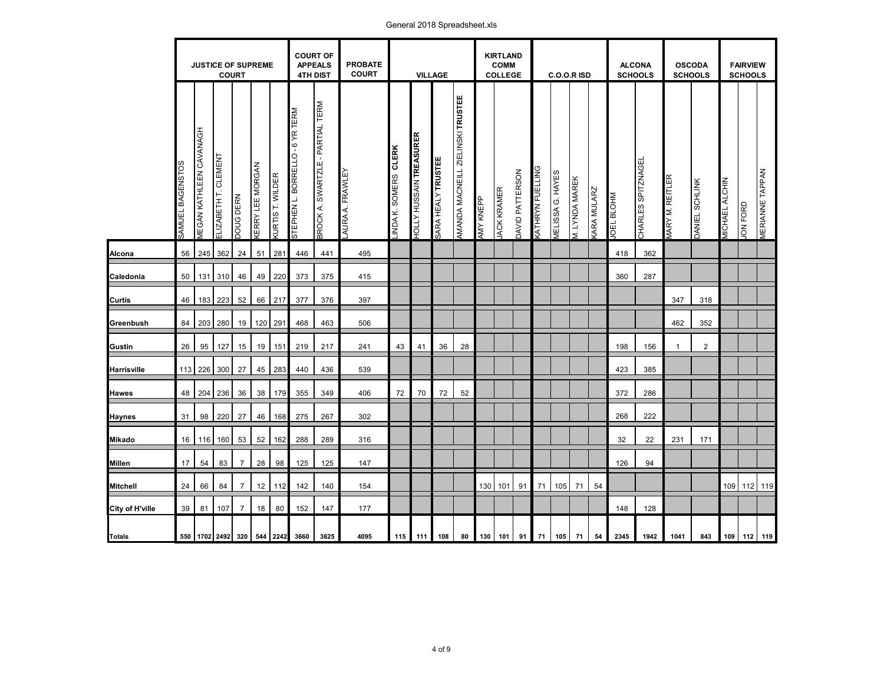General 2018 Spreadsheet.xls

| | JUSTICE OF SUPREME COURT | | | | | | COURT OF APPEALS 4TH DIST | | PROBATE COURT | VILLAGE | | | | KIRTLAND COMM COLLEGE | | | C.O.O.R ISD | | | | ALCONA SCHOOLS | | OSCODA SCHOOLS | | FAIRVIEW SCHOOLS | | |
|---|---|---|---|---|---|---|---|---|---|---|---|---|---|---|---|---|---|---|---|---|---|---|---|---|---|---|---|
| | SAMUEL BAGENSTOS | MEGAN KATHLEEN CAVANAGH | ELIZABETH T. CLEMENT | DOUG DERN | KERRY LEE MORGAN | KURTIS T. WILDER | STEPHEN L. BORRELLO - 6 YR TERM | BROCK A. SWARTZLE - PARTIAL TERM | LAURA A. FRAWLEY | LINDA K. SOMERS **CLERK** | HOLLY HUSSAIN **TREASURER** | SARA HEALY **TRUSTEE** | AMANDA MACNEILL ZIELINSKI **TRUSTEE** | AMY KNEPP | JACK KRAMER | DAVID PATTERSON | KATHRYN FUELLING | MELISSA G. HAYES | M. LYNDA MAREK | KARA MULARZ | JOEL BLOHM | CHARLES SPITZNAGEL | MARY M. REITLER | DANIEL SCHLINK | MICHAEL ALCHIN | JON FORD | MERIANNE TAPPAN |
| **Alcona** | 56 | 245 | 362 | 24 | 51 | 281 | 446 | 441 | 495 | | | | | | | | | | | | 418 | 362 | | | | | |
| **Caledonia** | 50 | 131 | 310 | 46 | 49 | 220 | 373 | 375 | 415 | | | | | | | | | | | | 360 | 287 | | | | | |
| **Curtis** | 46 | 183 | 223 | 52 | 66 | 217 | 377 | 376 | 397 | | | | | | | | | | | | | | 347 | 318 | | | |
| **Greenbush** | 84 | 203 | 280 | 19 | 120 | 291 | 468 | 463 | 506 | | | | | | | | | | | | | | 462 | 352 | | | |
| **Gustin** | 26 | 95 | 127 | 15 | 19 | 151 | 219 | 217 | 241 | 43 | 41 | 36 | 28 | | | | | | | | 198 | 156 | 1 | 2 | | | |
| **Harrisville** | 113 | 226 | 300 | 27 | 45 | 283 | 440 | 436 | 539 | | | | | | | | | | | | 423 | 385 | | | | | |
| **Hawes** | 48 | 204 | 236 | 36 | 38 | 179 | 355 | 349 | 406 | 72 | 70 | 72 | 52 | | | | | | | | 372 | 286 | | | | | |
| **Haynes** | 31 | 98 | 220 | 27 | 46 | 168 | 275 | 267 | 302 | | | | | | | | | | | | 268 | 222 | | | | | |
| **Mikado** | 16 | 116 | 160 | 53 | 52 | 162 | 288 | 289 | 316 | | | | | | | | | | | | 32 | 22 | 231 | 171 | | | |
| **Millen** | 17 | 54 | 83 | 7 | 28 | 98 | 125 | 125 | 147 | | | | | | | | | | | | 126 | 94 | | | | | |
| **Mitchell** | 24 | 66 | 84 | 7 | 12 | 112 | 142 | 140 | 154 | | | | | 130 | 101 | 91 | 71 | 105 | 71 | 54 | | | | | 109 | 112 | 119 |
| **City of H'ville** | 39 | 81 | 107 | 7 | 18 | 80 | 152 | 147 | 177 | | | | | | | | | | | | 148 | 128 | | | | | |
| **Totals** | **550** | **1702** | **2492** | **320** | **544** | **2242** | **3660** | **3625** | **4095** | **115** | **111** | **108** | **80** | **130** | **101** | **91** | **71** | **105** | **71** | **54** | **2345** | **1942** | **1041** | **843** | **109** | **112** | **119** |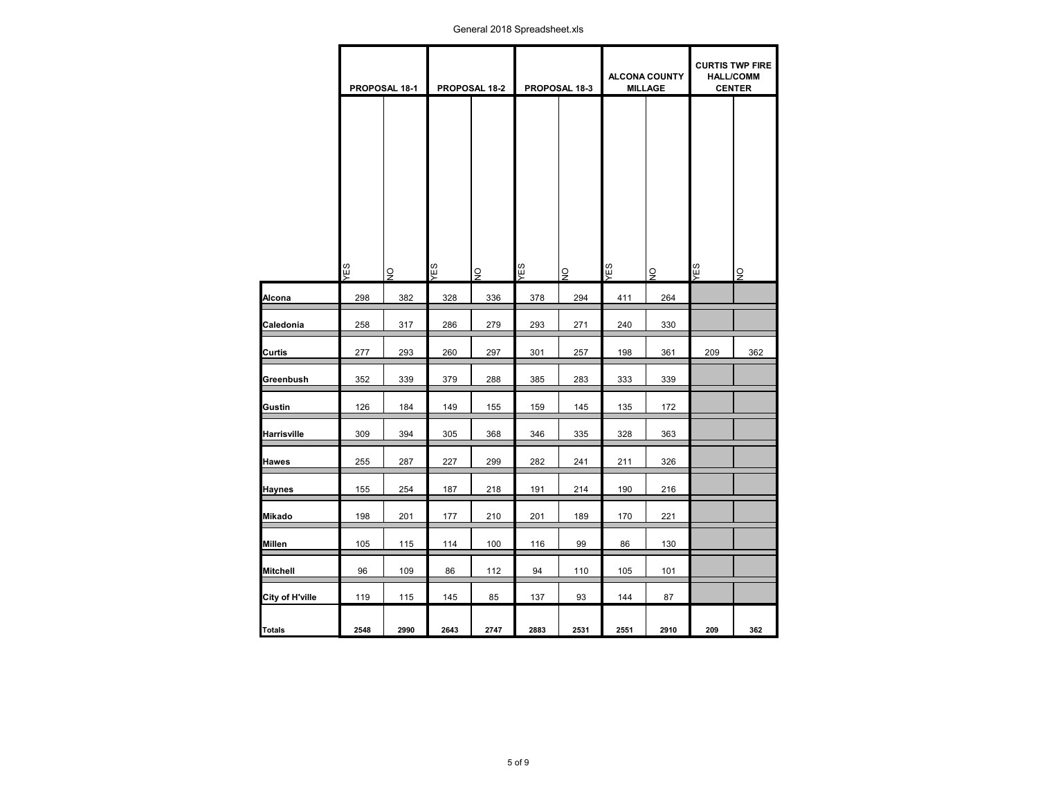General 2018 Spreadsheet.xls

| | PROPOSAL 18-1 | | PROPOSAL 18-2 | | PROPOSAL 18-3 | | ALCONA COUNTY MILLAGE | | CURTIS TWP FIRE HALL/COMM CENTER | |
|---|---|---|---|---|---|---|---|---|---|---|
| | YES | NO | YES | NO | YES | NO | YES | NO | YES | NO |
| **Alcona** | 298 | 382 | 328 | 336 | 378 | 294 | 411 | 264 | | |
| **Caledonia** | 258 | 317 | 286 | 279 | 293 | 271 | 240 | 330 | | |
| **Curtis** | 277 | 293 | 260 | 297 | 301 | 257 | 198 | 361 | 209 | 362 |
| **Greenbush** | 352 | 339 | 379 | 288 | 385 | 283 | 333 | 339 | | |
| **Gustin** | 126 | 184 | 149 | 155 | 159 | 145 | 135 | 172 | | |
| **Harrisville** | 309 | 394 | 305 | 368 | 346 | 335 | 328 | 363 | | |
| **Hawes** | 255 | 287 | 227 | 299 | 282 | 241 | 211 | 326 | | |
| **Haynes** | 155 | 254 | 187 | 218 | 191 | 214 | 190 | 216 | | |
| **Mikado** | 198 | 201 | 177 | 210 | 201 | 189 | 170 | 221 | | |
| **Millen** | 105 | 115 | 114 | 100 | 116 | 99 | 86 | 130 | | |
| **Mitchell** | 96 | 109 | 86 | 112 | 94 | 110 | 105 | 101 | | |
| **City of H'ville** | 119 | 115 | 145 | 85 | 137 | 93 | 144 | 87 | | |
| **Totals** | **2548** | **2990** | **2643** | **2747** | **2883** | **2531** | **2551** | **2910** | **209** | **362** |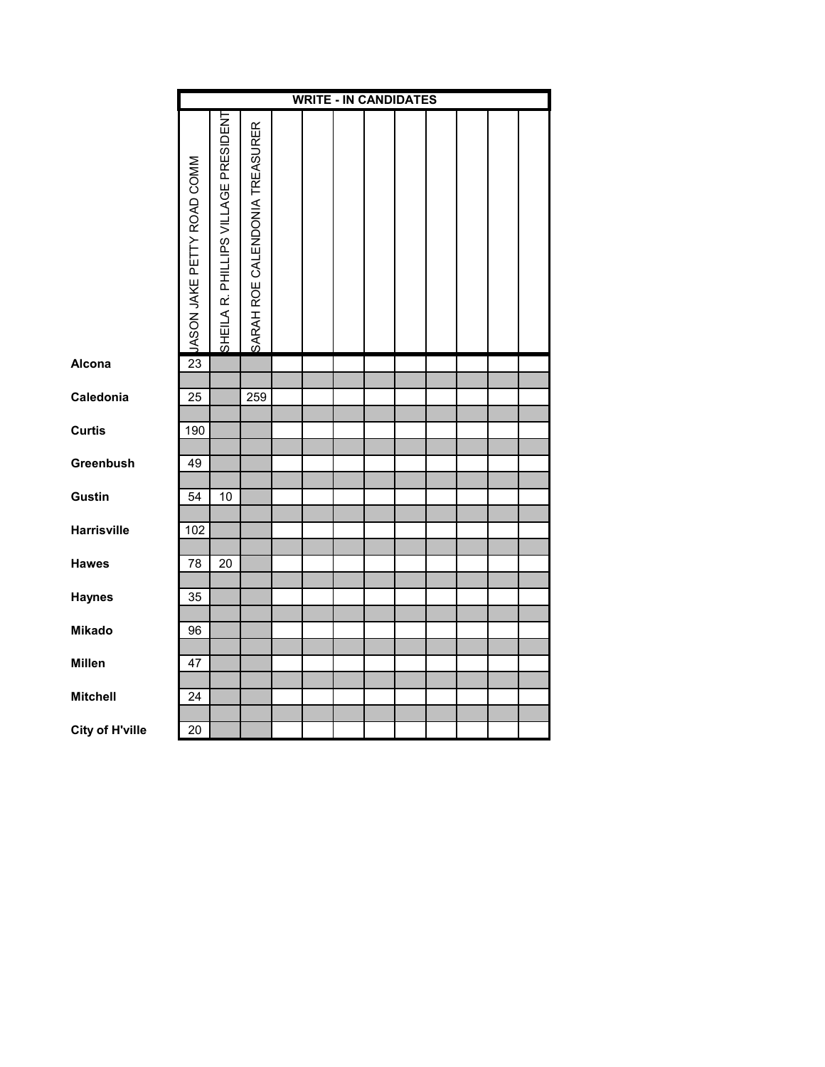| | WRITE - IN CANDIDATES | | | | | | | | | | | |
|---|---|---|---|---|---|---|---|---|---|---|---|---|
| | JASON JAKE PETTY ROAD COMM | SHEILA R. PHILLIPS VILLAGE PRESIDENT | SARAH ROE CALENDONIA TREASURER | | | | | | | | | |
| **Alcona** | 23 | | | | | | | | | | | |
| **Caledonia** | 25 | | 259 | | | | | | | | | |
| **Curtis** | 190 | | | | | | | | | | | |
| **Greenbush** | 49 | | | | | | | | | | | |
| **Gustin** | 54 | 10 | | | | | | | | | | |
| **Harrisville** | 102 | | | | | | | | | | | |
| **Hawes** | 78 | 20 | | | | | | | | | | |
| **Haynes** | 35 | | | | | | | | | | | |
| **Mikado** | 96 | | | | | | | | | | | |
| **Millen** | 47 | | | | | | | | | | | |
| **Mitchell** | 24 | | | | | | | | | | | |
| **City of H'ville** | 20 | | | | | | | | | | | |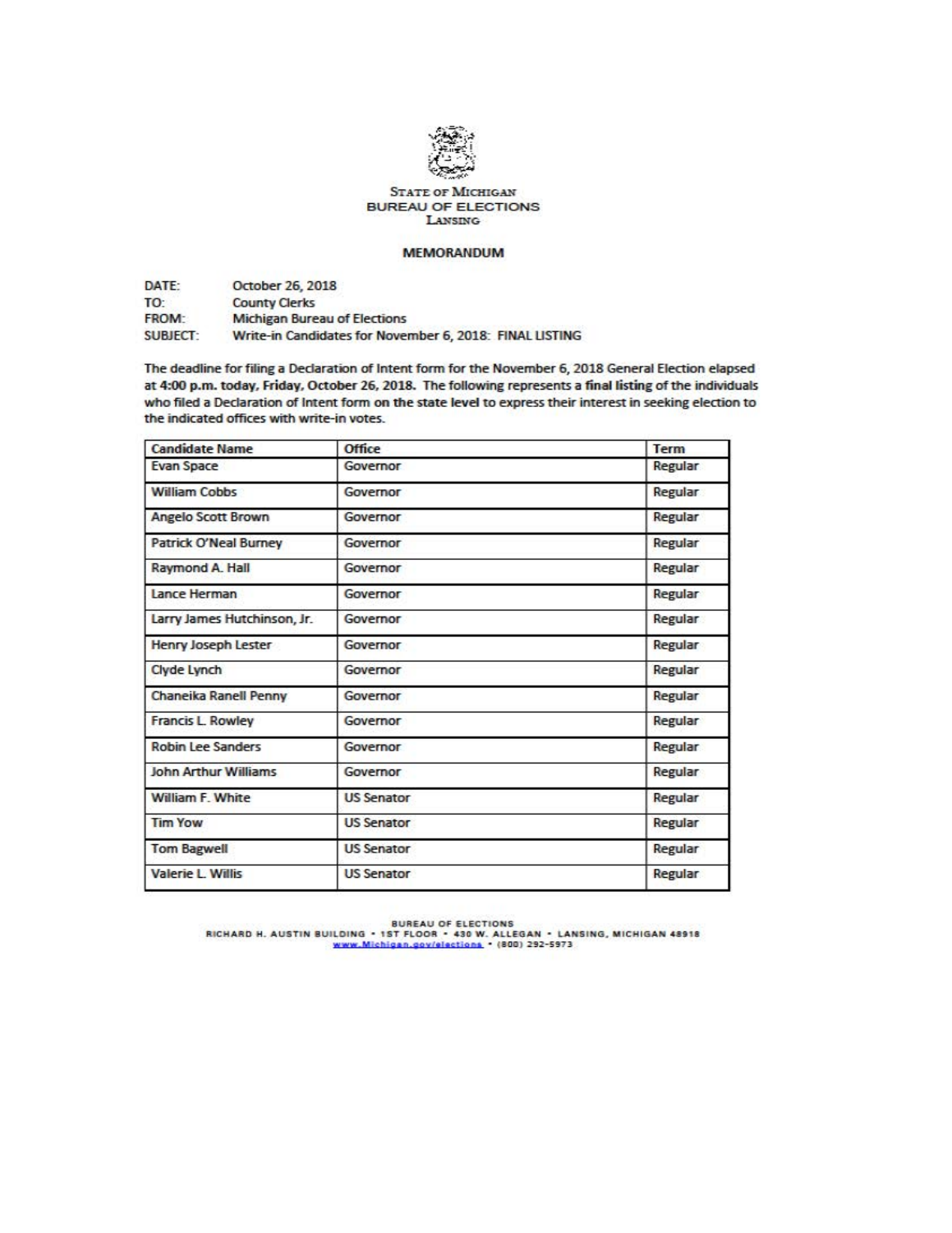STATE OF MICHIGAN
BUREAU OF ELECTIONS
LANSING

## MEMORANDUM

DATE: October 26, 2018
TO: County Clerks
FROM: Michigan Bureau of Elections
SUBJECT: Write-in Candidates for November 6, 2018: FINAL LISTING

The deadline for filing a Declaration of Intent form for the November 6, 2018 General Election elapsed at 4:00 p.m. today, Friday, October 26, 2018. The following represents a **final listing** of the individuals who filed a Declaration of Intent form on the state level to express their interest in seeking election to the indicated offices with write-in votes.

| Candidate Name | Office | Term |
|---|---|---|
| Evan Space | Governor | Regular |
| William Cobbs | Governor | Regular |
| Angelo Scott Brown | Governor | Regular |
| Patrick O'Neal Burney | Governor | Regular |
| Raymond A. Hall | Governor | Regular |
| Lance Herman | Governor | Regular |
| Larry James Hutchinson, Jr. | Governor | Regular |
| Henry Joseph Lester | Governor | Regular |
| Clyde Lynch | Governor | Regular |
| Chaneika Ranell Penny | Governor | Regular |
| Francis L. Rowley | Governor | Regular |
| Robin Lee Sanders | Governor | Regular |
| John Arthur Williams | Governor | Regular |
| William F. White | US Senator | Regular |
| Tim Yow | US Senator | Regular |
| Tom Bagwell | US Senator | Regular |
| Valerie L. Willis | US Senator | Regular |

BUREAU OF ELECTIONS
RICHARD H. AUSTIN BUILDING • 1ST FLOOR • 430 W. ALLEGAN • LANSING, MICHIGAN 48918
www.Michigan.gov/elections • (800) 292-5973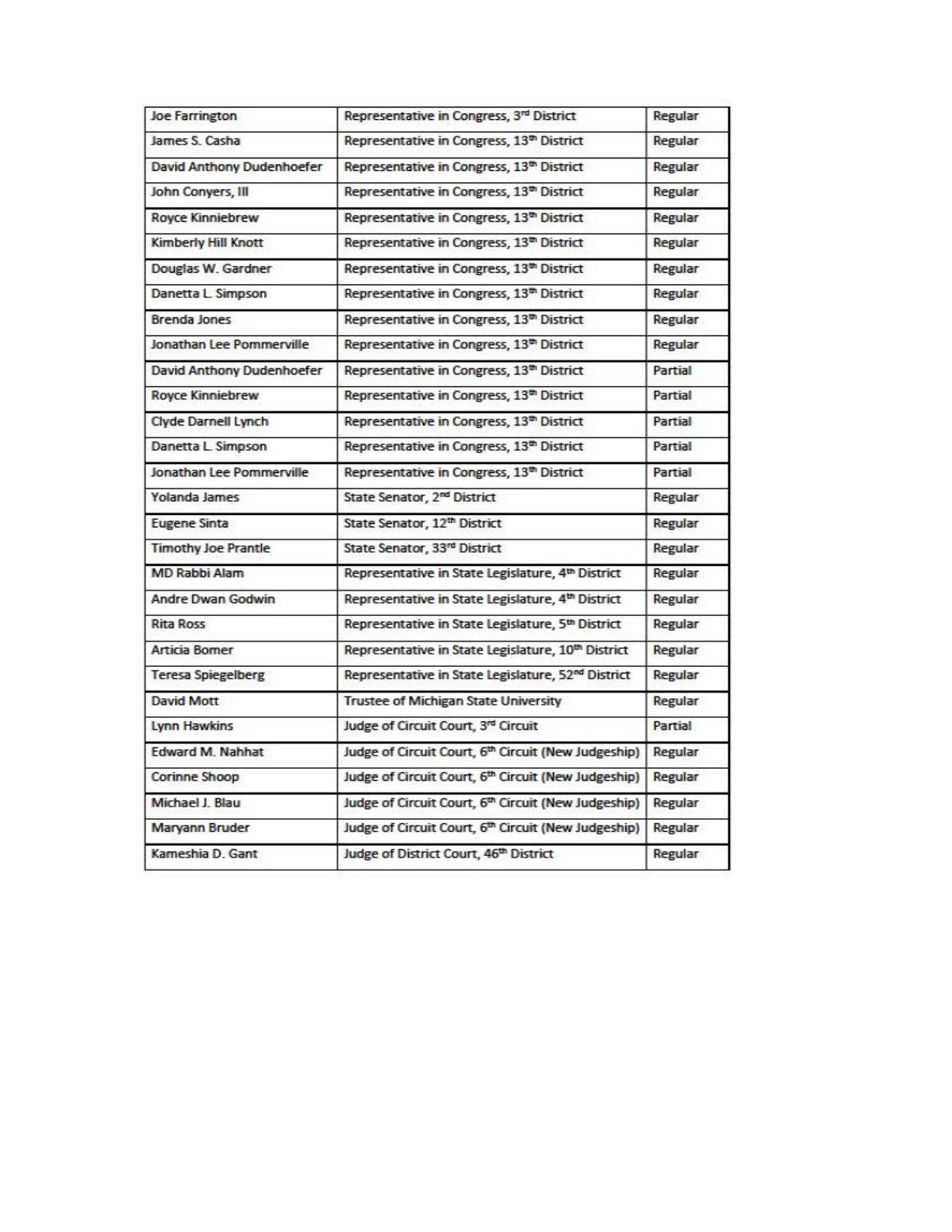| | | |
|---|---|---|
| Joe Farrington | Representative in Congress, 3rd District | Regular |
| James S. Casha | Representative in Congress, 13th District | Regular |
| David Anthony Dudenhoefer | Representative in Congress, 13th District | Regular |
| John Conyers, III | Representative in Congress, 13th District | Regular |
| Royce Kinniebrew | Representative in Congress, 13th District | Regular |
| Kimberly Hill Knott | Representative in Congress, 13th District | Regular |
| Douglas W. Gardner | Representative in Congress, 13th District | Regular |
| Danetta L. Simpson | Representative in Congress, 13th District | Regular |
| Brenda Jones | Representative in Congress, 13th District | Regular |
| Jonathan Lee Pommerville | Representative in Congress, 13th District | Regular |
| David Anthony Dudenhoefer | Representative in Congress, 13th District | Partial |
| Royce Kinniebrew | Representative in Congress, 13th District | Partial |
| Clyde Darnell Lynch | Representative in Congress, 13th District | Partial |
| Danetta L. Simpson | Representative in Congress, 13th District | Partial |
| Jonathan Lee Pommerville | Representative in Congress, 13th District | Partial |
| Yolanda James | State Senator, 2nd District | Regular |
| Eugene Sinta | State Senator, 12th District | Regular |
| Timothy Joe Prantle | State Senator, 33rd District | Regular |
| MD Rabbi Alam | Representative in State Legislature, 4th District | Regular |
| Andre Dwan Godwin | Representative in State Legislature, 4th District | Regular |
| Rita Ross | Representative in State Legislature, 5th District | Regular |
| Articia Bomer | Representative in State Legislature, 10th District | Regular |
| Teresa Spiegelberg | Representative in State Legislature, 52nd District | Regular |
| David Mott | Trustee of Michigan State University | Regular |
| Lynn Hawkins | Judge of Circuit Court, 3rd Circuit | Partial |
| Edward M. Nahhat | Judge of Circuit Court, 6th Circuit (New Judgeship) | Regular |
| Corinne Shoop | Judge of Circuit Court, 6th Circuit (New Judgeship) | Regular |
| Michael J. Blau | Judge of Circuit Court, 6th Circuit (New Judgeship) | Regular |
| Maryann Bruder | Judge of Circuit Court, 6th Circuit (New Judgeship) | Regular |
| Kameshia D. Gant | Judge of District Court, 46th District | Regular |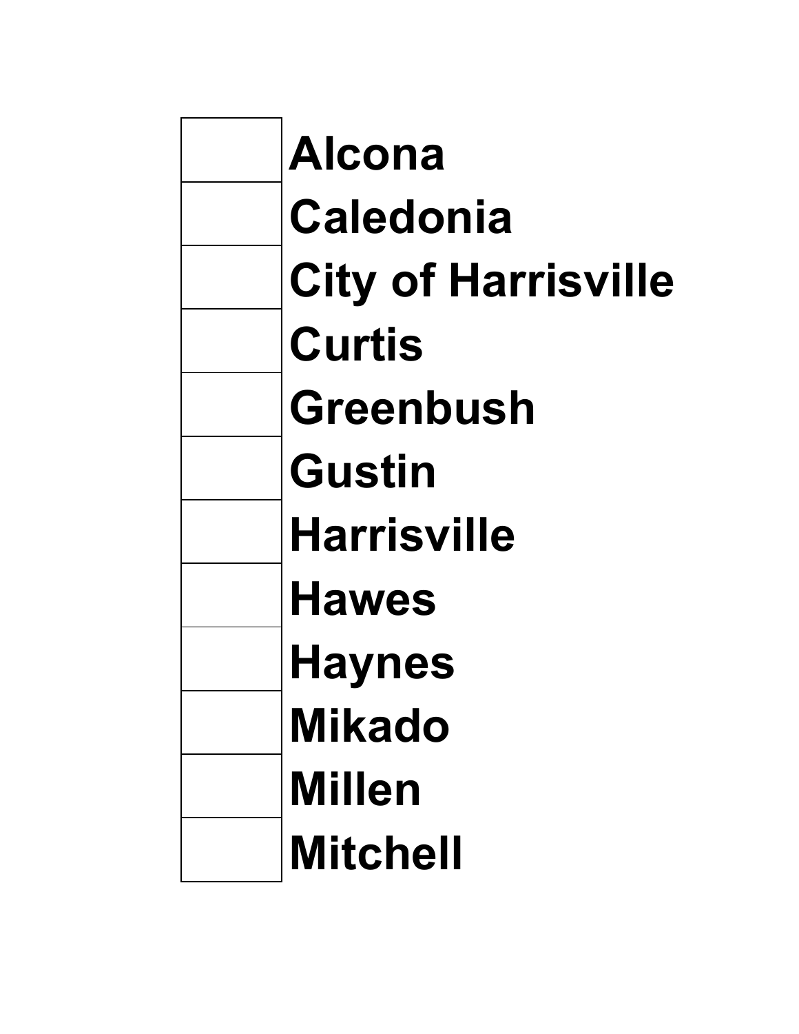| | |
|---|---|
| | **Alcona** |
| | **Caledonia** |
| | **City of Harrisville** |
| | **Curtis** |
| | **Greenbush** |
| | **Gustin** |
| | **Harrisville** |
| | **Hawes** |
| | **Haynes** |
| | **Mikado** |
| | **Millen** |
| | **Mitchell** |